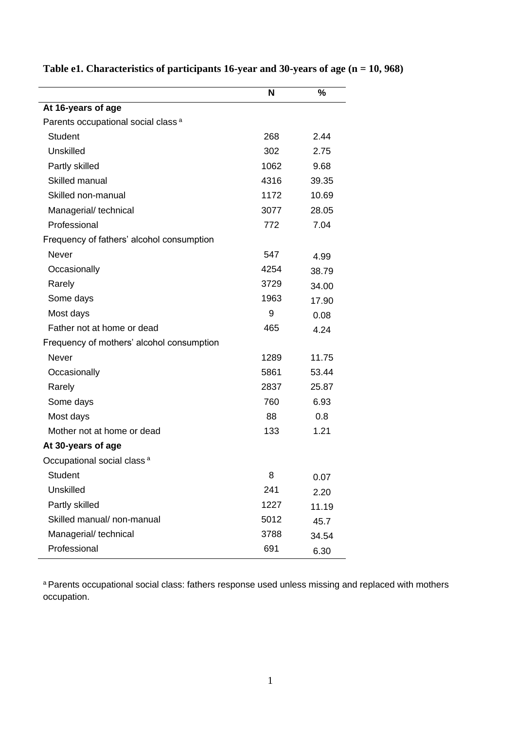**Table e1. Characteristics of participants 16-year and 30-years of age (n = 10, 968)**

| | N | % |
|---|---|---|
| **At 16-years of age** | | |
| Parents occupational social class [a] | | |
| Student | 268 | 2.44 |
| Unskilled | 302 | 2.75 |
| Partly skilled | 1062 | 9.68 |
| Skilled manual | 4316 | 39.35 |
| Skilled non-manual | 1172 | 10.69 |
| Managerial/ technical | 3077 | 28.05 |
| Professional | 772 | 7.04 |
| Frequency of fathers' alcohol consumption | | |
| Never | 547 | 4.99 |
| Occasionally | 4254 | 38.79 |
| Rarely | 3729 | 34.00 |
| Some days | 1963 | 17.90 |
| Most days | 9 | 0.08 |
| Father not at home or dead | 465 | 4.24 |
| Frequency of mothers' alcohol consumption | | |
| Never | 1289 | 11.75 |
| Occasionally | 5861 | 53.44 |
| Rarely | 2837 | 25.87 |
| Some days | 760 | 6.93 |
| Most days | 88 | 0.8 |
| Mother not at home or dead | 133 | 1.21 |
| **At 30-years of age** | | |
| Occupational social class [a] | | |
| Student | 8 | 0.07 |
| Unskilled | 241 | 2.20 |
| Partly skilled | 1227 | 11.19 |
| Skilled manual/ non-manual | 5012 | 45.7 |
| Managerial/ technical | 3788 | 34.54 |
| Professional | 691 | 6.30 |

[a] Parents occupational social class: fathers response used unless missing and replaced with mothers occupation.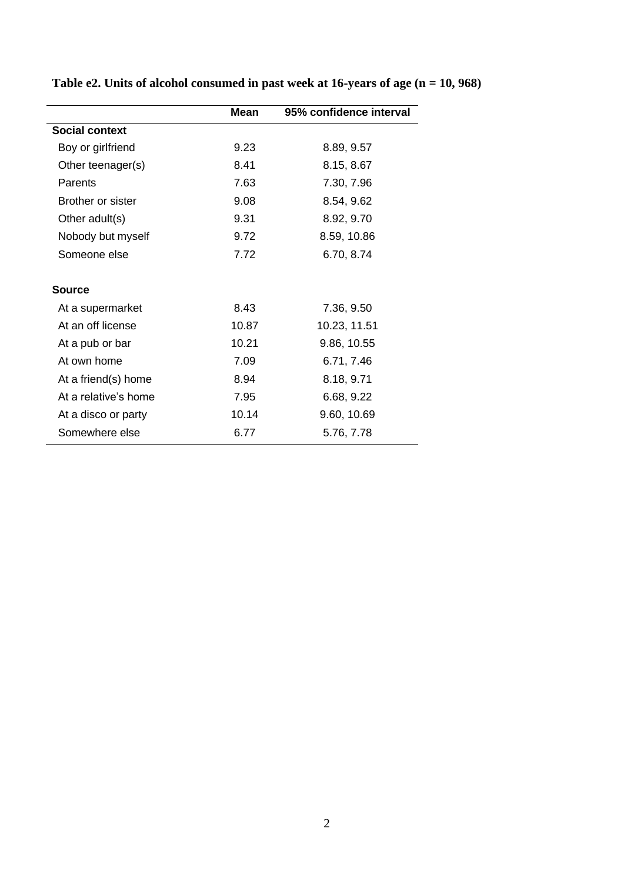**Table e2. Units of alcohol consumed in past week at 16-years of age (n = 10, 968)**

| | Mean | 95% confidence interval |
|---|---|---|
| **Social context** | | |
| Boy or girlfriend | 9.23 | 8.89, 9.57 |
| Other teenager(s) | 8.41 | 8.15, 8.67 |
| Parents | 7.63 | 7.30, 7.96 |
| Brother or sister | 9.08 | 8.54, 9.62 |
| Other adult(s) | 9.31 | 8.92, 9.70 |
| Nobody but myself | 9.72 | 8.59, 10.86 |
| Someone else | 7.72 | 6.70, 8.74 |
| **Source** | | |
| At a supermarket | 8.43 | 7.36, 9.50 |
| At an off license | 10.87 | 10.23, 11.51 |
| At a pub or bar | 10.21 | 9.86, 10.55 |
| At own home | 7.09 | 6.71, 7.46 |
| At a friend(s) home | 8.94 | 8.18, 9.71 |
| At a relative's home | 7.95 | 6.68, 9.22 |
| At a disco or party | 10.14 | 9.60, 10.69 |
| Somewhere else | 6.77 | 5.76, 7.78 |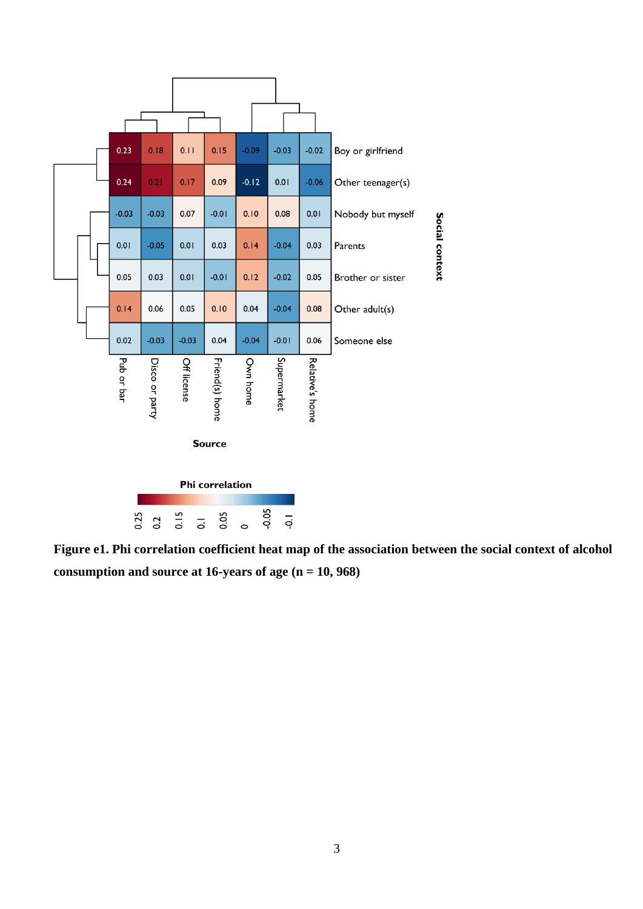| Social context | Pub or bar | Disco or party | Off license | Friend(s) home | Own home | Supermarket | Relative's home |
|---|---|---|---|---|---|---|---|
| Boy or girlfriend | 0.23 | 0.18 | 0.11 | 0.15 | -0.09 | -0.03 | -0.02 |
| Other teenager(s) | 0.24 | 0.21 | 0.17 | 0.09 | -0.12 | 0.01 | -0.06 |
| Nobody but myself | -0.03 | -0.03 | 0.07 | -0.01 | 0.10 | 0.08 | 0.01 |
| Parents | 0.01 | -0.05 | 0.01 | 0.03 | 0.14 | -0.04 | 0.03 |
| Brother or sister | 0.05 | 0.03 | 0.01 | -0.01 | 0.12 | -0.02 | 0.05 |
| Other adult(s) | 0.14 | 0.06 | 0.05 | 0.10 | 0.04 | -0.04 | 0.08 |
| Someone else | 0.02 | -0.03 | -0.03 | 0.04 | -0.04 | -0.01 | 0.06 |

Source

Phi correlation: 0.25, 0.2, 0.15, 0.1, 0.05, 0, -0.05, -0.1

**Figure e1. Phi correlation coefficient heat map of the association between the social context of alcohol consumption and source at 16-years of age (n = 10, 968)**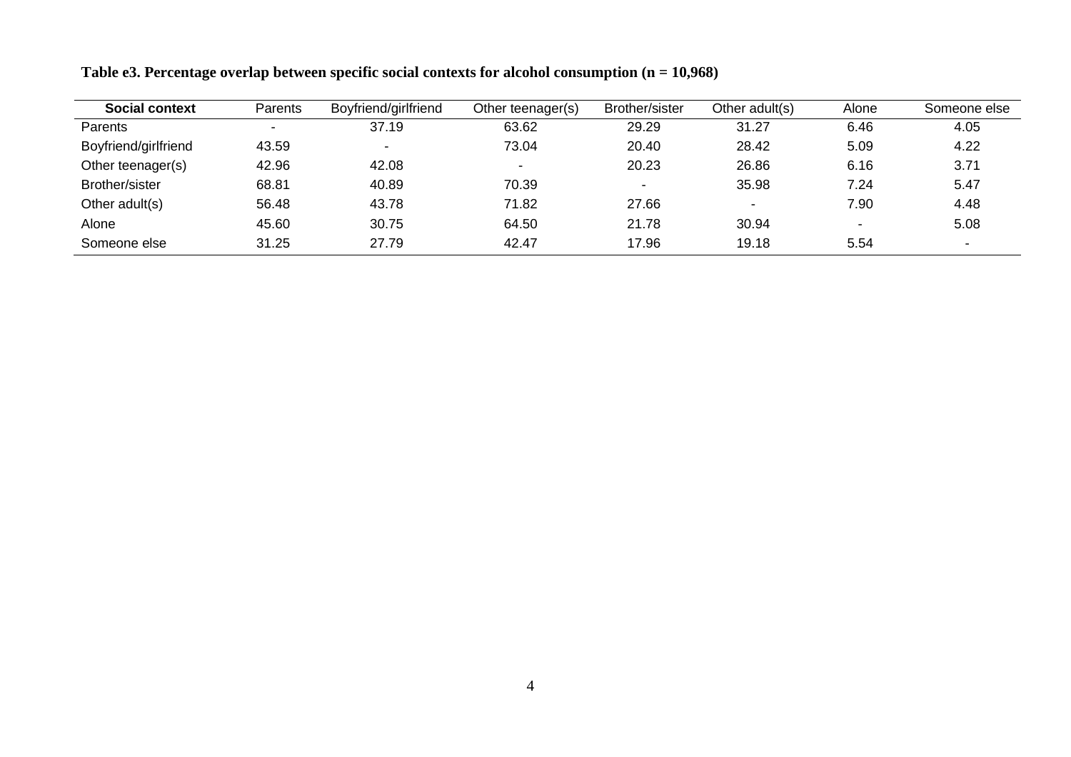**Table e3. Percentage overlap between specific social contexts for alcohol consumption (n = 10,968)**

| Social context | Parents | Boyfriend/girlfriend | Other teenager(s) | Brother/sister | Other adult(s) | Alone | Someone else |
|---|---|---|---|---|---|---|---|
| Parents | - | 37.19 | 63.62 | 29.29 | 31.27 | 6.46 | 4.05 |
| Boyfriend/girlfriend | 43.59 | - | 73.04 | 20.40 | 28.42 | 5.09 | 4.22 |
| Other teenager(s) | 42.96 | 42.08 | - | 20.23 | 26.86 | 6.16 | 3.71 |
| Brother/sister | 68.81 | 40.89 | 70.39 | - | 35.98 | 7.24 | 5.47 |
| Other adult(s) | 56.48 | 43.78 | 71.82 | 27.66 | - | 7.90 | 4.48 |
| Alone | 45.60 | 30.75 | 64.50 | 21.78 | 30.94 | - | 5.08 |
| Someone else | 31.25 | 27.79 | 42.47 | 17.96 | 19.18 | 5.54 | - |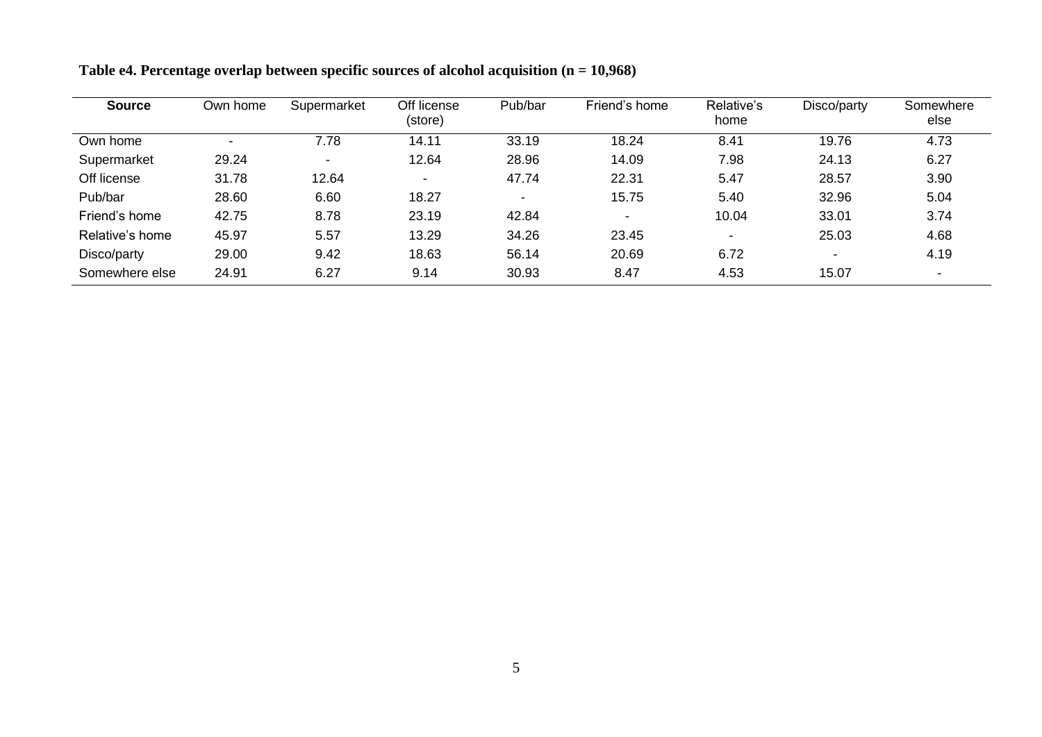**Table e4. Percentage overlap between specific sources of alcohol acquisition (n = 10,968)**

| **Source** | Own home | Supermarket | Off license (store) | Pub/bar | Friend's home | Relative's home | Disco/party | Somewhere else |
|---|---|---|---|---|---|---|---|---|
| Own home | - | 7.78 | 14.11 | 33.19 | 18.24 | 8.41 | 19.76 | 4.73 |
| Supermarket | 29.24 | - | 12.64 | 28.96 | 14.09 | 7.98 | 24.13 | 6.27 |
| Off license | 31.78 | 12.64 | - | 47.74 | 22.31 | 5.47 | 28.57 | 3.90 |
| Pub/bar | 28.60 | 6.60 | 18.27 | - | 15.75 | 5.40 | 32.96 | 5.04 |
| Friend's home | 42.75 | 8.78 | 23.19 | 42.84 | - | 10.04 | 33.01 | 3.74 |
| Relative's home | 45.97 | 5.57 | 13.29 | 34.26 | 23.45 | - | 25.03 | 4.68 |
| Disco/party | 29.00 | 9.42 | 18.63 | 56.14 | 20.69 | 6.72 | - | 4.19 |
| Somewhere else | 24.91 | 6.27 | 9.14 | 30.93 | 8.47 | 4.53 | 15.07 | - |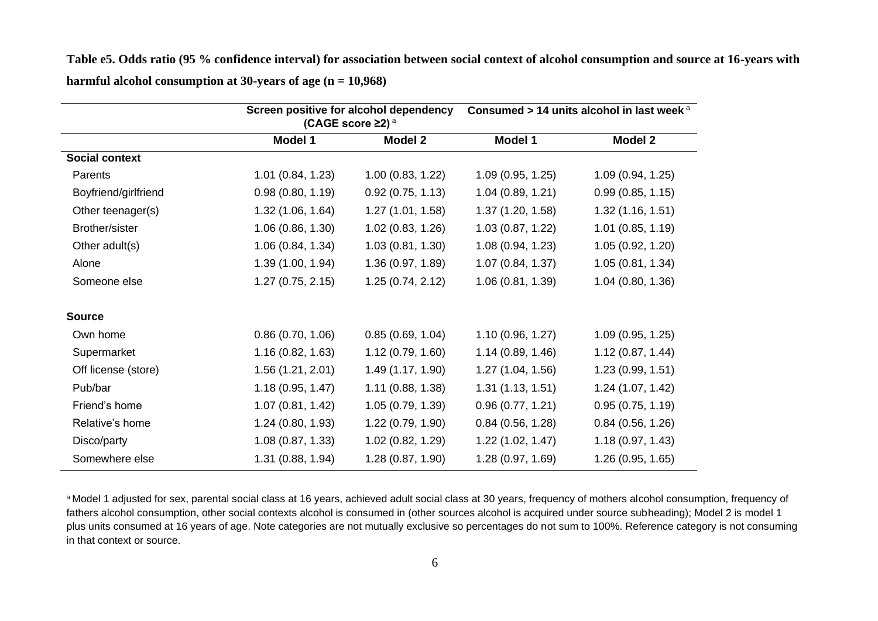**Table e5. Odds ratio (95 % confidence interval) for association between social context of alcohol consumption and source at 16-years with harmful alcohol consumption at 30-years of age (n = 10,968)**

| | Screen positive for alcohol dependency (CAGE score ≥2) [a] | | Consumed > 14 units alcohol in last week [a] | |
|---|---|---|---|---|
| | **Model 1** | **Model 2** | **Model 1** | **Model 2** |
| **Social context** | | | | |
| Parents | 1.01 (0.84, 1.23) | 1.00 (0.83, 1.22) | 1.09 (0.95, 1.25) | 1.09 (0.94, 1.25) |
| Boyfriend/girlfriend | 0.98 (0.80, 1.19) | 0.92 (0.75, 1.13) | 1.04 (0.89, 1.21) | 0.99 (0.85, 1.15) |
| Other teenager(s) | 1.32 (1.06, 1.64) | 1.27 (1.01, 1.58) | 1.37 (1.20, 1.58) | 1.32 (1.16, 1.51) |
| Brother/sister | 1.06 (0.86, 1.30) | 1.02 (0.83, 1.26) | 1.03 (0.87, 1.22) | 1.01 (0.85, 1.19) |
| Other adult(s) | 1.06 (0.84, 1.34) | 1.03 (0.81, 1.30) | 1.08 (0.94, 1.23) | 1.05 (0.92, 1.20) |
| Alone | 1.39 (1.00, 1.94) | 1.36 (0.97, 1.89) | 1.07 (0.84, 1.37) | 1.05 (0.81, 1.34) |
| Someone else | 1.27 (0.75, 2.15) | 1.25 (0.74, 2.12) | 1.06 (0.81, 1.39) | 1.04 (0.80, 1.36) |
| **Source** | | | | |
| Own home | 0.86 (0.70, 1.06) | 0.85 (0.69, 1.04) | 1.10 (0.96, 1.27) | 1.09 (0.95, 1.25) |
| Supermarket | 1.16 (0.82, 1.63) | 1.12 (0.79, 1.60) | 1.14 (0.89, 1.46) | 1.12 (0.87, 1.44) |
| Off license (store) | 1.56 (1.21, 2.01) | 1.49 (1.17, 1.90) | 1.27 (1.04, 1.56) | 1.23 (0.99, 1.51) |
| Pub/bar | 1.18 (0.95, 1.47) | 1.11 (0.88, 1.38) | 1.31 (1.13, 1.51) | 1.24 (1.07, 1.42) |
| Friend's home | 1.07 (0.81, 1.42) | 1.05 (0.79, 1.39) | 0.96 (0.77, 1.21) | 0.95 (0.75, 1.19) |
| Relative's home | 1.24 (0.80, 1.93) | 1.22 (0.79, 1.90) | 0.84 (0.56, 1.28) | 0.84 (0.56, 1.26) |
| Disco/party | 1.08 (0.87, 1.33) | 1.02 (0.82, 1.29) | 1.22 (1.02, 1.47) | 1.18 (0.97, 1.43) |
| Somewhere else | 1.31 (0.88, 1.94) | 1.28 (0.87, 1.90) | 1.28 (0.97, 1.69) | 1.26 (0.95, 1.65) |

[a] Model 1 adjusted for sex, parental social class at 16 years, achieved adult social class at 30 years, frequency of mothers alcohol consumption, frequency of fathers alcohol consumption, other social contexts alcohol is consumed in (other sources alcohol is acquired under source subheading); Model 2 is model 1 plus units consumed at 16 years of age. Note categories are not mutually exclusive so percentages do not sum to 100%. Reference category is not consuming in that context or source.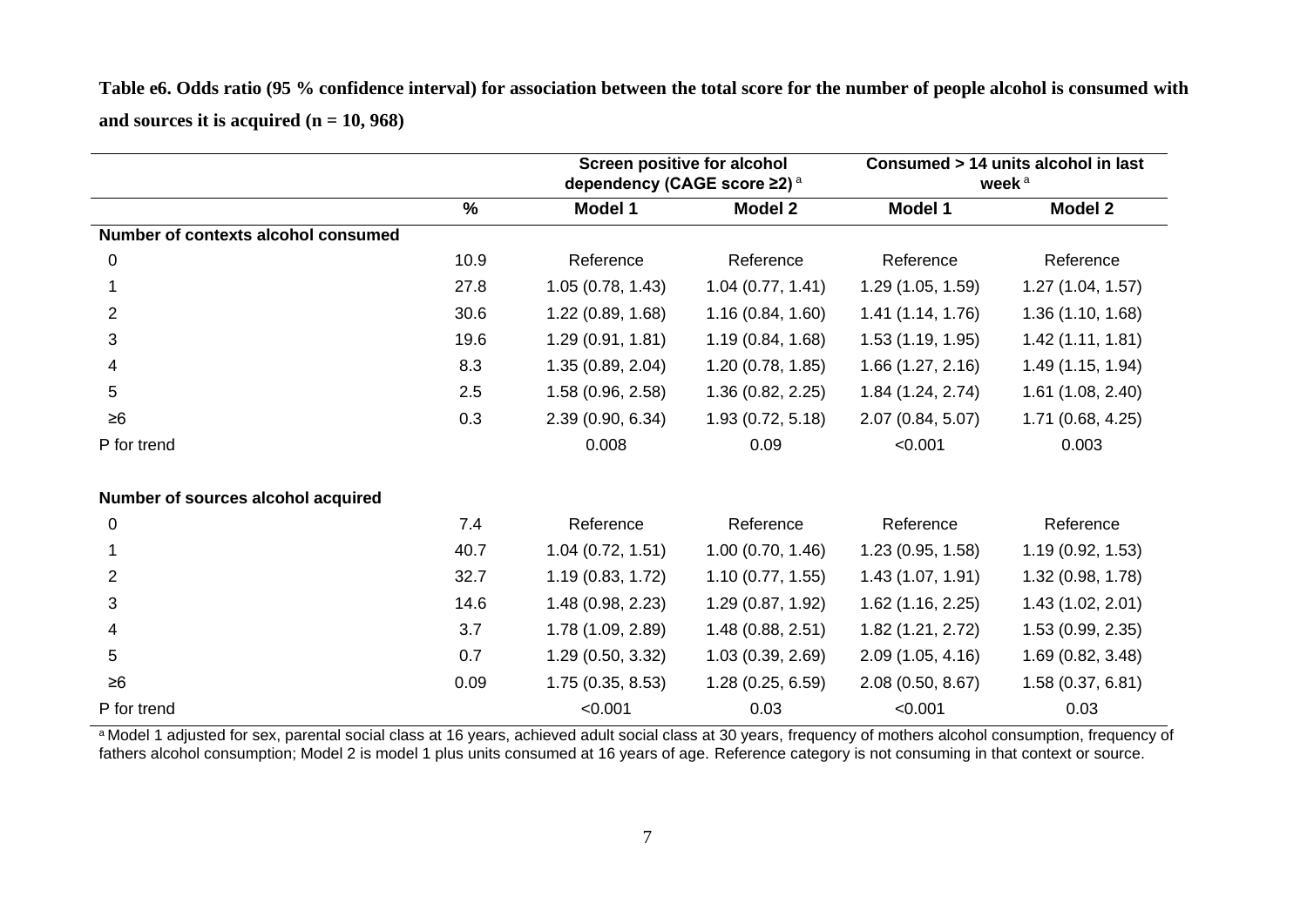**Table e6. Odds ratio (95 % confidence interval) for association between the total score for the number of people alcohol is consumed with and sources it is acquired (n = 10, 968)**

| | | Screen positive for alcohol dependency (CAGE score ≥2) [a] | | Consumed > 14 units alcohol in last week [a] | |
|---|---|---|---|---|---|
| | **%** | **Model 1** | **Model 2** | **Model 1** | **Model 2** |
| **Number of contexts alcohol consumed** | | | | | |
| 0 | 10.9 | Reference | Reference | Reference | Reference |
| 1 | 27.8 | 1.05 (0.78, 1.43) | 1.04 (0.77, 1.41) | 1.29 (1.05, 1.59) | 1.27 (1.04, 1.57) |
| 2 | 30.6 | 1.22 (0.89, 1.68) | 1.16 (0.84, 1.60) | 1.41 (1.14, 1.76) | 1.36 (1.10, 1.68) |
| 3 | 19.6 | 1.29 (0.91, 1.81) | 1.19 (0.84, 1.68) | 1.53 (1.19, 1.95) | 1.42 (1.11, 1.81) |
| 4 | 8.3 | 1.35 (0.89, 2.04) | 1.20 (0.78, 1.85) | 1.66 (1.27, 2.16) | 1.49 (1.15, 1.94) |
| 5 | 2.5 | 1.58 (0.96, 2.58) | 1.36 (0.82, 2.25) | 1.84 (1.24, 2.74) | 1.61 (1.08, 2.40) |
| ≥6 | 0.3 | 2.39 (0.90, 6.34) | 1.93 (0.72, 5.18) | 2.07 (0.84, 5.07) | 1.71 (0.68, 4.25) |
| P for trend | | 0.008 | 0.09 | <0.001 | 0.003 |
| **Number of sources alcohol acquired** | | | | | |
| 0 | 7.4 | Reference | Reference | Reference | Reference |
| 1 | 40.7 | 1.04 (0.72, 1.51) | 1.00 (0.70, 1.46) | 1.23 (0.95, 1.58) | 1.19 (0.92, 1.53) |
| 2 | 32.7 | 1.19 (0.83, 1.72) | 1.10 (0.77, 1.55) | 1.43 (1.07, 1.91) | 1.32 (0.98, 1.78) |
| 3 | 14.6 | 1.48 (0.98, 2.23) | 1.29 (0.87, 1.92) | 1.62 (1.16, 2.25) | 1.43 (1.02, 2.01) |
| 4 | 3.7 | 1.78 (1.09, 2.89) | 1.48 (0.88, 2.51) | 1.82 (1.21, 2.72) | 1.53 (0.99, 2.35) |
| 5 | 0.7 | 1.29 (0.50, 3.32) | 1.03 (0.39, 2.69) | 2.09 (1.05, 4.16) | 1.69 (0.82, 3.48) |
| ≥6 | 0.09 | 1.75 (0.35, 8.53) | 1.28 (0.25, 6.59) | 2.08 (0.50, 8.67) | 1.58 (0.37, 6.81) |
| P for trend | | <0.001 | 0.03 | <0.001 | 0.03 |

[a] Model 1 adjusted for sex, parental social class at 16 years, achieved adult social class at 30 years, frequency of mothers alcohol consumption, frequency of fathers alcohol consumption; Model 2 is model 1 plus units consumed at 16 years of age. Reference category is not consuming in that context or source.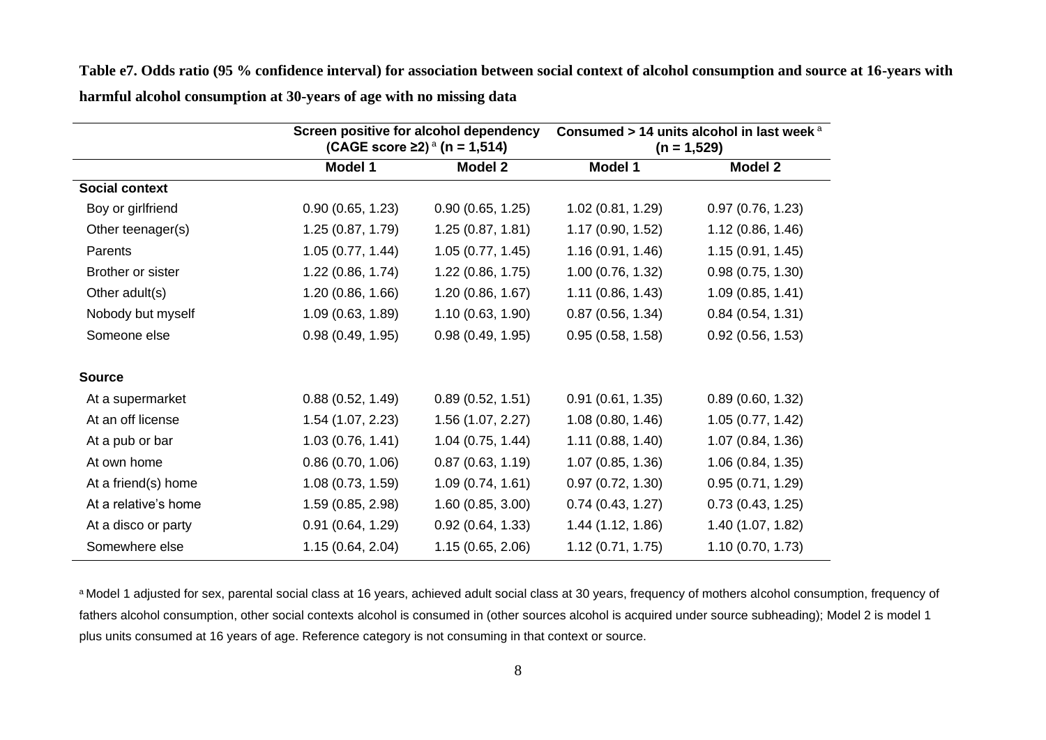**Table e7. Odds ratio (95 % confidence interval) for association between social context of alcohol consumption and source at 16-years with harmful alcohol consumption at 30-years of age with no missing data**

| | Screen positive for alcohol dependency (CAGE score ≥2) [a] (n = 1,514) | | Consumed > 14 units alcohol in last week [a] (n = 1,529) | |
|---|---|---|---|---|
| | **Model 1** | **Model 2** | **Model 1** | **Model 2** |
| **Social context** | | | | |
| Boy or girlfriend | 0.90 (0.65, 1.23) | 0.90 (0.65, 1.25) | 1.02 (0.81, 1.29) | 0.97 (0.76, 1.23) |
| Other teenager(s) | 1.25 (0.87, 1.79) | 1.25 (0.87, 1.81) | 1.17 (0.90, 1.52) | 1.12 (0.86, 1.46) |
| Parents | 1.05 (0.77, 1.44) | 1.05 (0.77, 1.45) | 1.16 (0.91, 1.46) | 1.15 (0.91, 1.45) |
| Brother or sister | 1.22 (0.86, 1.74) | 1.22 (0.86, 1.75) | 1.00 (0.76, 1.32) | 0.98 (0.75, 1.30) |
| Other adult(s) | 1.20 (0.86, 1.66) | 1.20 (0.86, 1.67) | 1.11 (0.86, 1.43) | 1.09 (0.85, 1.41) |
| Nobody but myself | 1.09 (0.63, 1.89) | 1.10 (0.63, 1.90) | 0.87 (0.56, 1.34) | 0.84 (0.54, 1.31) |
| Someone else | 0.98 (0.49, 1.95) | 0.98 (0.49, 1.95) | 0.95 (0.58, 1.58) | 0.92 (0.56, 1.53) |
| **Source** | | | | |
| At a supermarket | 0.88 (0.52, 1.49) | 0.89 (0.52, 1.51) | 0.91 (0.61, 1.35) | 0.89 (0.60, 1.32) |
| At an off license | 1.54 (1.07, 2.23) | 1.56 (1.07, 2.27) | 1.08 (0.80, 1.46) | 1.05 (0.77, 1.42) |
| At a pub or bar | 1.03 (0.76, 1.41) | 1.04 (0.75, 1.44) | 1.11 (0.88, 1.40) | 1.07 (0.84, 1.36) |
| At own home | 0.86 (0.70, 1.06) | 0.87 (0.63, 1.19) | 1.07 (0.85, 1.36) | 1.06 (0.84, 1.35) |
| At a friend(s) home | 1.08 (0.73, 1.59) | 1.09 (0.74, 1.61) | 0.97 (0.72, 1.30) | 0.95 (0.71, 1.29) |
| At a relative's home | 1.59 (0.85, 2.98) | 1.60 (0.85, 3.00) | 0.74 (0.43, 1.27) | 0.73 (0.43, 1.25) |
| At a disco or party | 0.91 (0.64, 1.29) | 0.92 (0.64, 1.33) | 1.44 (1.12, 1.86) | 1.40 (1.07, 1.82) |
| Somewhere else | 1.15 (0.64, 2.04) | 1.15 (0.65, 2.06) | 1.12 (0.71, 1.75) | 1.10 (0.70, 1.73) |

[a] Model 1 adjusted for sex, parental social class at 16 years, achieved adult social class at 30 years, frequency of mothers alcohol consumption, frequency of fathers alcohol consumption, other social contexts alcohol is consumed in (other sources alcohol is acquired under source subheading); Model 2 is model 1 plus units consumed at 16 years of age. Reference category is not consuming in that context or source.